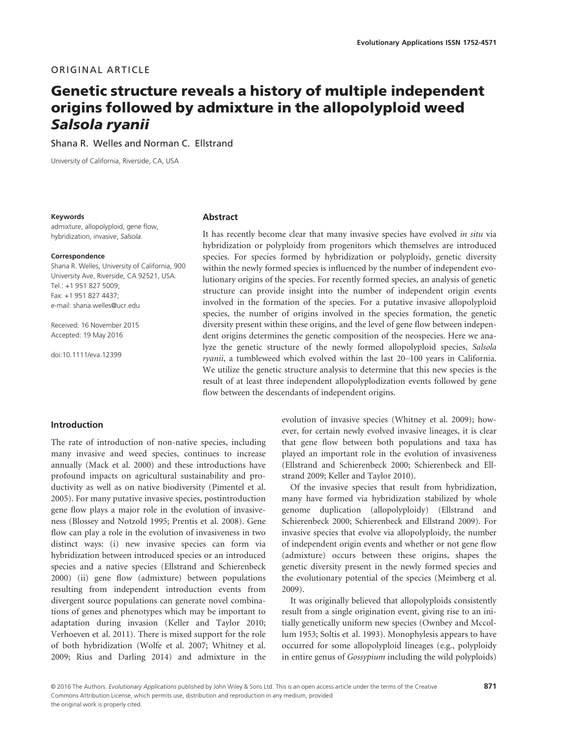ORIGINAL ARTICLE

# Genetic structure reveals a history of multiple independent origins followed by admixture in the allopolyploid weed *Salsola ryanii*

Shana R. Welles and Norman C. Ellstrand

University of California, Riverside, CA, USA

**Keywords**

admixture, allopolyploid, gene flow, hybridization, invasive, *Salsola*.

**Correspondence**

Shana R. Welles, University of California, 900 University Ave, Riverside, CA 92521, USA.
Tel.: +1 951 827 5009;
Fax: +1 951 827 4437;
e-mail: shana.welles@ucr.edu

Received: 16 November 2015
Accepted: 19 May 2016

doi:10.1111/eva.12399

## Abstract

It has recently become clear that many invasive species have evolved *in situ* via hybridization or polyploidy from progenitors which themselves are introduced species. For species formed by hybridization or polyploidy, genetic diversity within the newly formed species is influenced by the number of independent evolutionary origins of the species. For recently formed species, an analysis of genetic structure can provide insight into the number of independent origin events involved in the formation of the species. For a putative invasive allopolyploid species, the number of origins involved in the species formation, the genetic diversity present within these origins, and the level of gene flow between independent origins determines the genetic composition of the neospecies. Here we analyze the genetic structure of the newly formed allopolyploid species, *Salsola ryanii*, a tumbleweed which evolved within the last 20–100 years in California. We utilize the genetic structure analysis to determine that this new species is the result of at least three independent allopolyplodization events followed by gene flow between the descendants of independent origins.

## Introduction

The rate of introduction of non-native species, including many invasive and weed species, continues to increase annually (Mack et al. 2000) and these introductions have profound impacts on agricultural sustainability and productivity as well as on native biodiversity (Pimentel et al. 2005). For many putative invasive species, postintroduction gene flow plays a major role in the evolution of invasiveness (Blossey and Notzold 1995; Prentis et al. 2008). Gene flow can play a role in the evolution of invasiveness in two distinct ways: (i) new invasive species can form via hybridization between introduced species or an introduced species and a native species (Ellstrand and Schierenbeck 2000) (ii) gene flow (admixture) between populations resulting from independent introduction events from divergent source populations can generate novel combinations of genes and phenotypes which may be important to adaptation during invasion (Keller and Taylor 2010; Verhoeven et al. 2011). There is mixed support for the role of both hybridization (Wolfe et al. 2007; Whitney et al. 2009; Rius and Darling 2014) and admixture in the evolution of invasive species (Whitney et al. 2009); however, for certain newly evolved invasive lineages, it is clear that gene flow between both populations and taxa has played an important role in the evolution of invasiveness (Ellstrand and Schierenbeck 2000; Schierenbeck and Ellstrand 2009; Keller and Taylor 2010).

Of the invasive species that result from hybridization, many have formed via hybridization stabilized by whole genome duplication (allopolyploidy) (Ellstrand and Schierenbeck 2000; Schierenbeck and Ellstrand 2009). For invasive species that evolve via allopolyploidy, the number of independent origin events and whether or not gene flow (admixture) occurs between these origins, shapes the genetic diversity present in the newly formed species and the evolutionary potential of the species (Meimberg et al. 2009).

It was originally believed that allopolyploids consistently result from a single origination event, giving rise to an initially genetically uniform new species (Ownbey and Mccollum 1953; Soltis et al. 1993). Monophylesis appears to have occurred for some allopolyploid lineages (e.g., polyploidy in entire genus of *Gossypium* including the wild polyploids)

© 2016 The Authors. *Evolutionary Applications* published by John Wiley & Sons Ltd. This is an open access article under the terms of the Creative Commons Attribution License, which permits use, distribution and reproduction in any medium, provided the original work is properly cited.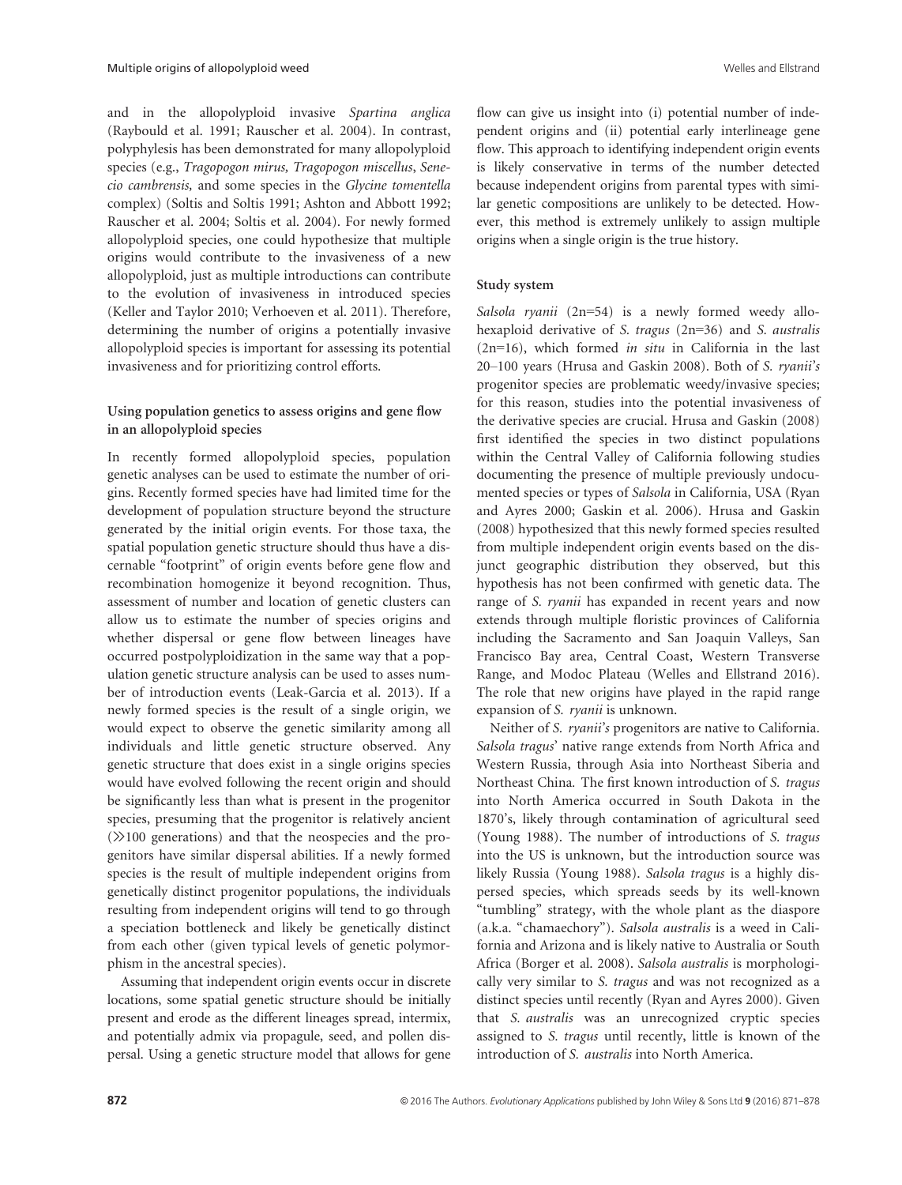and in the allopolyploid invasive *Spartina anglica* (Raybould et al. 1991; Rauscher et al. 2004). In contrast, polyphylesis has been demonstrated for many allopolyploid species (e.g., *Tragopogon mirus, Tragopogon miscellus, Senecio cambrensis,* and some species in the *Glycine tomentella* complex) (Soltis and Soltis 1991; Ashton and Abbott 1992; Rauscher et al. 2004; Soltis et al. 2004). For newly formed allopolyploid species, one could hypothesize that multiple origins would contribute to the invasiveness of a new allopolyploid, just as multiple introductions can contribute to the evolution of invasiveness in introduced species (Keller and Taylor 2010; Verhoeven et al. 2011). Therefore, determining the number of origins a potentially invasive allopolyploid species is important for assessing its potential invasiveness and for prioritizing control efforts.

### Using population genetics to assess origins and gene flow in an allopolyploid species

In recently formed allopolyploid species, population genetic analyses can be used to estimate the number of origins. Recently formed species have had limited time for the development of population structure beyond the structure generated by the initial origin events. For those taxa, the spatial population genetic structure should thus have a discernable "footprint" of origin events before gene flow and recombination homogenize it beyond recognition. Thus, assessment of number and location of genetic clusters can allow us to estimate the number of species origins and whether dispersal or gene flow between lineages have occurred postpolyploidization in the same way that a population genetic structure analysis can be used to asses number of introduction events (Leak-Garcia et al. 2013). If a newly formed species is the result of a single origin, we would expect to observe the genetic similarity among all individuals and little genetic structure observed. Any genetic structure that does exist in a single origins species would have evolved following the recent origin and should be significantly less than what is present in the progenitor species, presuming that the progenitor is relatively ancient ($\gg$100 generations) and that the neospecies and the progenitors have similar dispersal abilities. If a newly formed species is the result of multiple independent origins from genetically distinct progenitor populations, the individuals resulting from independent origins will tend to go through a speciation bottleneck and likely be genetically distinct from each other (given typical levels of genetic polymorphism in the ancestral species).

Assuming that independent origin events occur in discrete locations, some spatial genetic structure should be initially present and erode as the different lineages spread, intermix, and potentially admix via propagule, seed, and pollen dispersal. Using a genetic structure model that allows for gene flow can give us insight into (i) potential number of independent origins and (ii) potential early interlineage gene flow. This approach to identifying independent origin events is likely conservative in terms of the number detected because independent origins from parental types with similar genetic compositions are unlikely to be detected. However, this method is extremely unlikely to assign multiple origins when a single origin is the true history.

### Study system

*Salsola ryanii* (2n=54) is a newly formed weedy allohexaploid derivative of *S. tragus* (2n=36) and *S. australis* (2n=16), which formed *in situ* in California in the last 20–100 years (Hrusa and Gaskin 2008). Both of *S. ryanii's* progenitor species are problematic weedy/invasive species; for this reason, studies into the potential invasiveness of the derivative species are crucial. Hrusa and Gaskin (2008) first identified the species in two distinct populations within the Central Valley of California following studies documenting the presence of multiple previously undocumented species or types of *Salsola* in California, USA (Ryan and Ayres 2000; Gaskin et al. 2006). Hrusa and Gaskin (2008) hypothesized that this newly formed species resulted from multiple independent origin events based on the disjunct geographic distribution they observed, but this hypothesis has not been confirmed with genetic data. The range of *S. ryanii* has expanded in recent years and now extends through multiple floristic provinces of California including the Sacramento and San Joaquin Valleys, San Francisco Bay area, Central Coast, Western Transverse Range, and Modoc Plateau (Welles and Ellstrand 2016). The role that new origins have played in the rapid range expansion of *S. ryanii* is unknown.

Neither of *S. ryanii's* progenitors are native to California. *Salsola tragus*' native range extends from North Africa and Western Russia, through Asia into Northeast Siberia and Northeast China. The first known introduction of *S. tragus* into North America occurred in South Dakota in the 1870's, likely through contamination of agricultural seed (Young 1988). The number of introductions of *S. tragus* into the US is unknown, but the introduction source was likely Russia (Young 1988). *Salsola tragus* is a highly dispersed species, which spreads seeds by its well-known "tumbling" strategy, with the whole plant as the diaspore (a.k.a. "chamaechory"). *Salsola australis* is a weed in California and Arizona and is likely native to Australia or South Africa (Borger et al. 2008). *Salsola australis* is morphologically very similar to *S. tragus* and was not recognized as a distinct species until recently (Ryan and Ayres 2000). Given that *S. australis* was an unrecognized cryptic species assigned to *S. tragus* until recently, little is known of the introduction of *S. australis* into North America.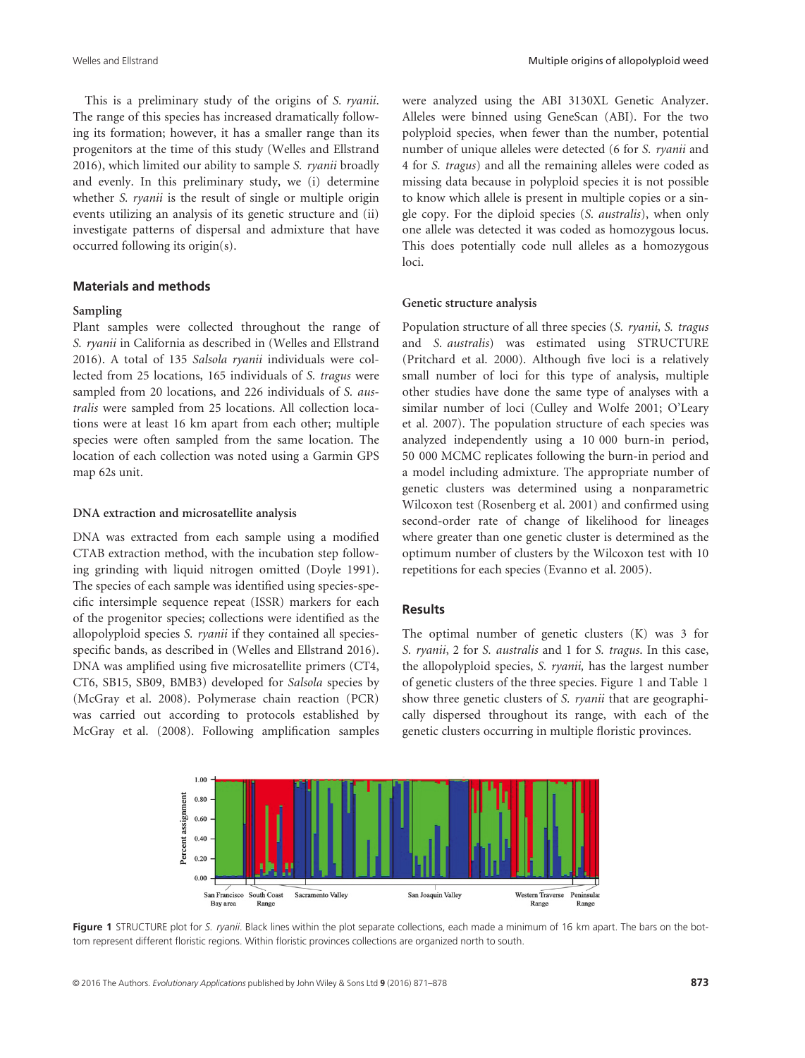This is a preliminary study of the origins of *S. ryanii*. The range of this species has increased dramatically following its formation; however, it has a smaller range than its progenitors at the time of this study (Welles and Ellstrand 2016), which limited our ability to sample *S. ryanii* broadly and evenly. In this preliminary study, we (i) determine whether *S. ryanii* is the result of single or multiple origin events utilizing an analysis of its genetic structure and (ii) investigate patterns of dispersal and admixture that have occurred following its origin(s).

## Materials and methods

### Sampling

Plant samples were collected throughout the range of *S. ryanii* in California as described in (Welles and Ellstrand 2016). A total of 135 *Salsola ryanii* individuals were collected from 25 locations, 165 individuals of *S. tragus* were sampled from 20 locations, and 226 individuals of *S. australis* were sampled from 25 locations. All collection locations were at least 16 km apart from each other; multiple species were often sampled from the same location. The location of each collection was noted using a Garmin GPS map 62s unit.

### DNA extraction and microsatellite analysis

DNA was extracted from each sample using a modified CTAB extraction method, with the incubation step following grinding with liquid nitrogen omitted (Doyle 1991). The species of each sample was identified using species-specific intersimple sequence repeat (ISSR) markers for each of the progenitor species; collections were identified as the allopolyploid species *S. ryanii* if they contained all species-specific bands, as described in (Welles and Ellstrand 2016). DNA was amplified using five microsatellite primers (CT4, CT6, SB15, SB09, BMB3) developed for *Salsola* species by (McGray et al. 2008). Polymerase chain reaction (PCR) was carried out according to protocols established by McGray et al. (2008). Following amplification samples were analyzed using the ABI 3130XL Genetic Analyzer. Alleles were binned using GeneScan (ABI). For the two polyploid species, when fewer than the number, potential number of unique alleles were detected (6 for *S. ryanii* and 4 for *S. tragus*) and all the remaining alleles were coded as missing data because in polyploid species it is not possible to know which allele is present in multiple copies or a single copy. For the diploid species (*S. australis*), when only one allele was detected it was coded as homozygous locus. This does potentially code null alleles as a homozygous loci.

### Genetic structure analysis

Population structure of all three species (*S. ryanii, S. tragus* and *S. australis*) was estimated using STRUCTURE (Pritchard et al. 2000). Although five loci is a relatively small number of loci for this type of analysis, multiple other studies have done the same type of analyses with a similar number of loci (Culley and Wolfe 2001; O'Leary et al. 2007). The population structure of each species was analyzed independently using a 10 000 burn-in period, 50 000 MCMC replicates following the burn-in period and a model including admixture. The appropriate number of genetic clusters was determined using a nonparametric Wilcoxon test (Rosenberg et al. 2001) and confirmed using second-order rate of change of likelihood for lineages where greater than one genetic cluster is determined as the optimum number of clusters by the Wilcoxon test with 10 repetitions for each species (Evanno et al. 2005).

## Results

The optimal number of genetic clusters (K) was 3 for *S. ryanii*, 2 for *S. australis* and 1 for *S. tragus*. In this case, the allopolyploid species, *S. ryanii*, has the largest number of genetic clusters of the three species. Figure 1 and Table 1 show three genetic clusters of *S. ryanii* that are geographically dispersed throughout its range, with each of the genetic clusters occurring in multiple floristic provinces.

**Figure 1** STRUCTURE plot for *S. ryanii*. Black lines within the plot separate collections, each made a minimum of 16 km apart. The bars on the bottom represent different floristic regions. Within floristic provinces collections are organized north to south.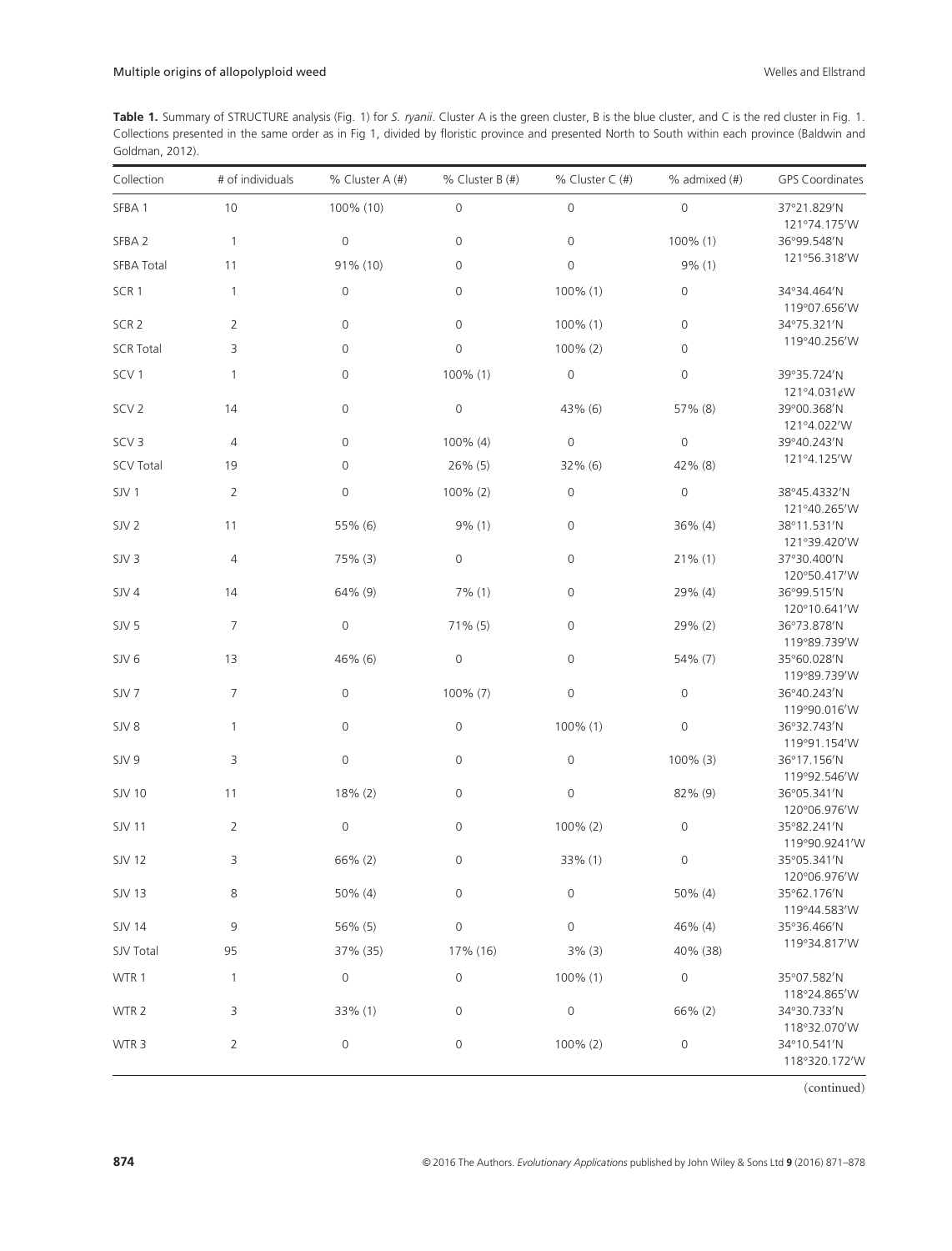**Table 1.** Summary of STRUCTURE analysis (Fig. 1) for *S. ryanii*. Cluster A is the green cluster, B is the blue cluster, and C is the red cluster in Fig. 1. Collections presented in the same order as in Fig 1, divided by floristic province and presented North to South within each province (Baldwin and Goldman, 2012).

| Collection | # of individuals | % Cluster A (#) | % Cluster B (#) | % Cluster C (#) | % admixed (#) | GPS Coordinates |
|---|---|---|---|---|---|---|
| SFBA 1 | 10 | 100% (10) | 0 | 0 | 0 | 37°21.829′N 121°74.175′W |
| SFBA 2 | 1 | 0 | 0 | 0 | 100% (1) | 36°99.548′N 121°56.318′W |
| SFBA Total | 11 | 91% (10) | 0 | 0 | 9% (1) | |
| SCR 1 | 1 | 0 | 0 | 100% (1) | 0 | 34°34.464′N 119°07.656′W |
| SCR 2 | 2 | 0 | 0 | 100% (1) | 0 | 34°75.321′N 119°40.256′W |
| SCR Total | 3 | 0 | 0 | 100% (2) | 0 | |
| SCV 1 | 1 | 0 | 100% (1) | 0 | 0 | 39°35.724′N 121°4.031¢W |
| SCV 2 | 14 | 0 | 0 | 43% (6) | 57% (8) | 39°00.368′N 121°4.022′W |
| SCV 3 | 4 | 0 | 100% (4) | 0 | 0 | 39°40.243′N 121°4.125′W |
| SCV Total | 19 | 0 | 26% (5) | 32% (6) | 42% (8) | |
| SJV 1 | 2 | 0 | 100% (2) | 0 | 0 | 38°45.4332′N 121°40.265′W |
| SJV 2 | 11 | 55% (6) | 9% (1) | 0 | 36% (4) | 38°11.531′N 121°39.420′W |
| SJV 3 | 4 | 75% (3) | 0 | 0 | 21% (1) | 37°30.400′N 120°50.417′W |
| SJV 4 | 14 | 64% (9) | 7% (1) | 0 | 29% (4) | 36°99.515′N 120°10.641′W |
| SJV 5 | 7 | 0 | 71% (5) | 0 | 29% (2) | 36°73.878′N 119°89.739′W |
| SJV 6 | 13 | 46% (6) | 0 | 0 | 54% (7) | 35°60.028′N 119°89.739′W |
| SJV 7 | 7 | 0 | 100% (7) | 0 | 0 | 36°40.243′N 119°90.016′W |
| SJV 8 | 1 | 0 | 0 | 100% (1) | 0 | 36°32.743′N 119°91.154′W |
| SJV 9 | 3 | 0 | 0 | 0 | 100% (3) | 36°17.156′N 119°92.546′W |
| SJV 10 | 11 | 18% (2) | 0 | 0 | 82% (9) | 36°05.341′N 120°06.976′W |
| SJV 11 | 2 | 0 | 0 | 100% (2) | 0 | 35°82.241′N 119°90.9241′W |
| SJV 12 | 3 | 66% (2) | 0 | 33% (1) | 0 | 35°05.341′N 120°06.976′W |
| SJV 13 | 8 | 50% (4) | 0 | 0 | 50% (4) | 35°62.176′N 119°44.583′W |
| SJV 14 | 9 | 56% (5) | 0 | 0 | 46% (4) | 35°36.466′N 119°34.817′W |
| SJV Total | 95 | 37% (35) | 17% (16) | 3% (3) | 40% (38) | |
| WTR 1 | 1 | 0 | 0 | 100% (1) | 0 | 35°07.582′N 118°24.865′W |
| WTR 2 | 3 | 33% (1) | 0 | 0 | 66% (2) | 34°30.733′N 118°32.070′W |
| WTR 3 | 2 | 0 | 0 | 100% (2) | 0 | 34°10.541′N 118°320.172′W |

(continued)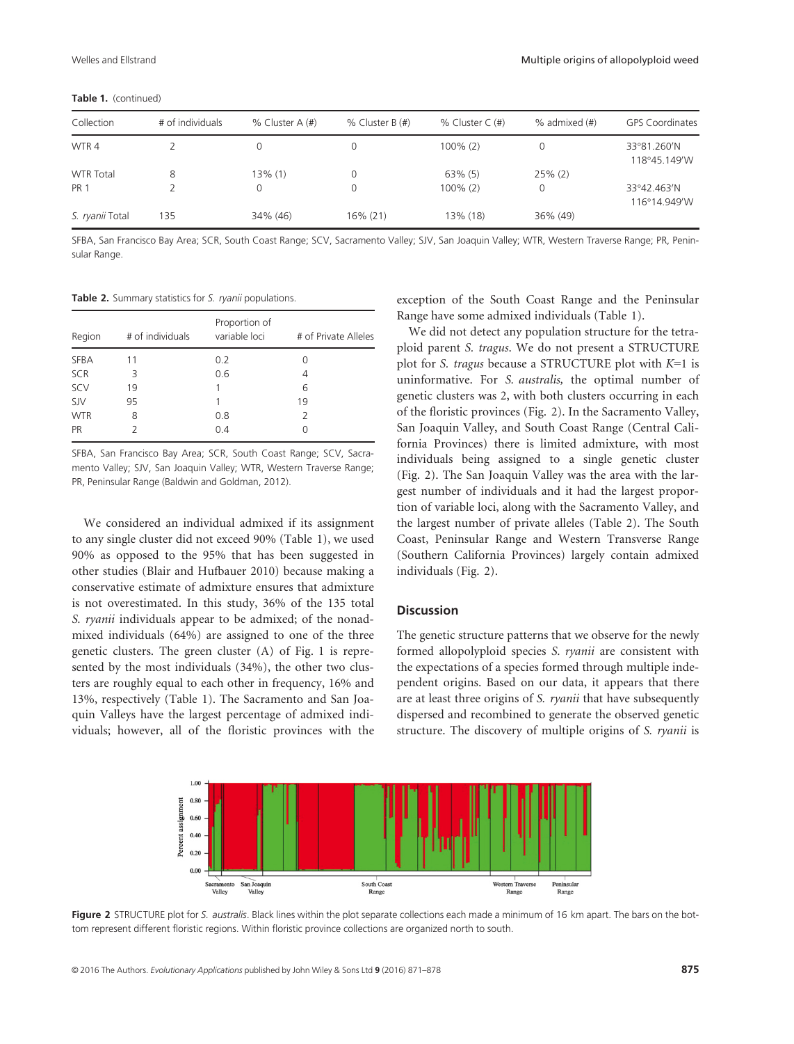**Table 1.** (continued)

| Collection | # of individuals | % Cluster A (#) | % Cluster B (#) | % Cluster C (#) | % admixed (#) | GPS Coordinates |
|---|---|---|---|---|---|---|
| WTR 4 | 2 | 0 | 0 | 100% (2) | 0 | 33°81.260′N 118°45.149′W |
| WTR Total | 8 | 13% (1) | 0 | 63% (5) | 25% (2) | |
| PR 1 | 2 | 0 | 0 | 100% (2) | 0 | 33°42.463′N 116°14.949′W |
| *S. ryanii* Total | 135 | 34% (46) | 16% (21) | 13% (18) | 36% (49) | |

SFBA, San Francisco Bay Area; SCR, South Coast Range; SCV, Sacramento Valley; SJV, San Joaquin Valley; WTR, Western Traverse Range; PR, Peninsular Range.

**Table 2.** Summary statistics for *S. ryanii* populations.

| Region | # of individuals | Proportion of variable loci | # of Private Alleles |
|---|---|---|---|
| SFBA | 11 | 0.2 | 0 |
| SCR | 3 | 0.6 | 4 |
| SCV | 19 | 1 | 6 |
| SJV | 95 | 1 | 19 |
| WTR | 8 | 0.8 | 2 |
| PR | 2 | 0.4 | 0 |

SFBA, San Francisco Bay Area; SCR, South Coast Range; SCV, Sacramento Valley; SJV, San Joaquin Valley; WTR, Western Traverse Range; PR, Peninsular Range (Baldwin and Goldman, 2012).

We considered an individual admixed if its assignment to any single cluster did not exceed 90% (Table 1), we used 90% as opposed to the 95% that has been suggested in other studies (Blair and Hufbauer 2010) because making a conservative estimate of admixture ensures that admixture is not overestimated. In this study, 36% of the 135 total *S. ryanii* individuals appear to be admixed; of the nonadmixed individuals (64%) are assigned to one of the three genetic clusters. The green cluster (A) of Fig. 1 is represented by the most individuals (34%), the other two clusters are roughly equal to each other in frequency, 16% and 13%, respectively (Table 1). The Sacramento and San Joaquin Valleys have the largest percentage of admixed individuals; however, all of the floristic provinces with the exception of the South Coast Range and the Peninsular Range have some admixed individuals (Table 1).

We did not detect any population structure for the tetraploid parent *S. tragus*. We do not present a STRUCTURE plot for *S. tragus* because a STRUCTURE plot with $K$=1 is uninformative. For *S. australis,* the optimal number of genetic clusters was 2, with both clusters occurring in each of the floristic provinces (Fig. 2). In the Sacramento Valley, San Joaquin Valley, and South Coast Range (Central California Provinces) there is limited admixture, with most individuals being assigned to a single genetic cluster (Fig. 2). The San Joaquin Valley was the area with the largest number of individuals and it had the largest proportion of variable loci, along with the Sacramento Valley, and the largest number of private alleles (Table 2). The South Coast, Peninsular Range and Western Transverse Range (Southern California Provinces) largely contain admixed individuals (Fig. 2).

## Discussion

The genetic structure patterns that we observe for the newly formed allopolyploid species *S. ryanii* are consistent with the expectations of a species formed through multiple independent origins. Based on our data, it appears that there are at least three origins of *S. ryanii* that have subsequently dispersed and recombined to generate the observed genetic structure. The discovery of multiple origins of *S. ryanii* is

**Figure 2** STRUCTURE plot for *S. australis*. Black lines within the plot separate collections each made a minimum of 16 km apart. The bars on the bottom represent different floristic regions. Within floristic province collections are organized north to south.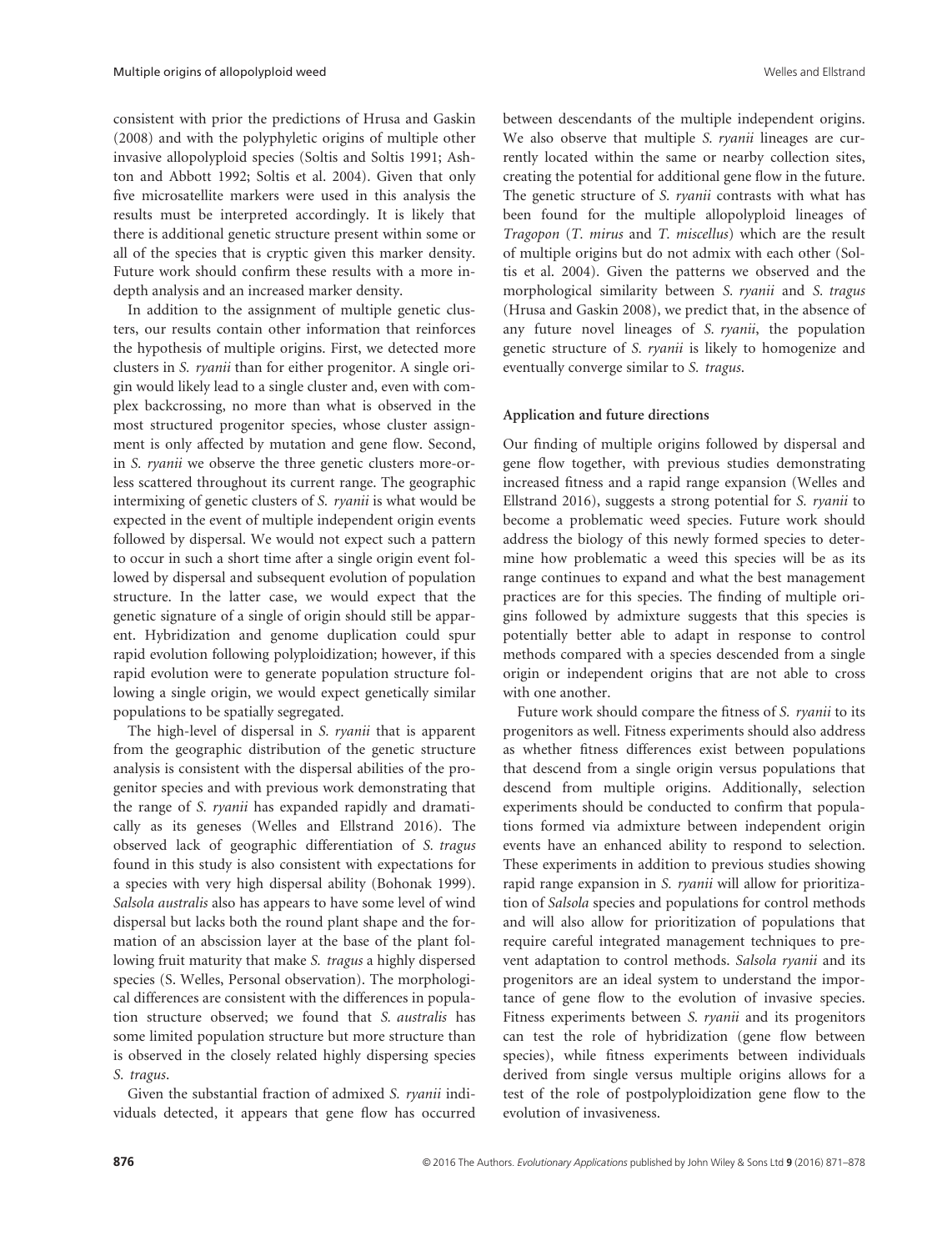consistent with prior the predictions of Hrusa and Gaskin (2008) and with the polyphyletic origins of multiple other invasive allopolyploid species (Soltis and Soltis 1991; Ashton and Abbott 1992; Soltis et al. 2004). Given that only five microsatellite markers were used in this analysis the results must be interpreted accordingly. It is likely that there is additional genetic structure present within some or all of the species that is cryptic given this marker density. Future work should confirm these results with a more in-depth analysis and an increased marker density.

In addition to the assignment of multiple genetic clusters, our results contain other information that reinforces the hypothesis of multiple origins. First, we detected more clusters in *S. ryanii* than for either progenitor. A single origin would likely lead to a single cluster and, even with complex backcrossing, no more than what is observed in the most structured progenitor species, whose cluster assignment is only affected by mutation and gene flow. Second, in *S. ryanii* we observe the three genetic clusters more-or-less scattered throughout its current range. The geographic intermixing of genetic clusters of *S. ryanii* is what would be expected in the event of multiple independent origin events followed by dispersal. We would not expect such a pattern to occur in such a short time after a single origin event followed by dispersal and subsequent evolution of population structure. In the latter case, we would expect that the genetic signature of a single of origin should still be apparent. Hybridization and genome duplication could spur rapid evolution following polyploidization; however, if this rapid evolution were to generate population structure following a single origin, we would expect genetically similar populations to be spatially segregated.

The high-level of dispersal in *S. ryanii* that is apparent from the geographic distribution of the genetic structure analysis is consistent with the dispersal abilities of the progenitor species and with previous work demonstrating that the range of *S. ryanii* has expanded rapidly and dramatically as its geneses (Welles and Ellstrand 2016). The observed lack of geographic differentiation of *S. tragus* found in this study is also consistent with expectations for a species with very high dispersal ability (Bohonak 1999). *Salsola australis* also has appears to have some level of wind dispersal but lacks both the round plant shape and the formation of an abscission layer at the base of the plant following fruit maturity that make *S. tragus* a highly dispersed species (S. Welles, Personal observation). The morphological differences are consistent with the differences in population structure observed; we found that *S. australis* has some limited population structure but more structure than is observed in the closely related highly dispersing species *S. tragus*.

Given the substantial fraction of admixed *S. ryanii* individuals detected, it appears that gene flow has occurred between descendants of the multiple independent origins. We also observe that multiple *S. ryanii* lineages are currently located within the same or nearby collection sites, creating the potential for additional gene flow in the future. The genetic structure of *S. ryanii* contrasts with what has been found for the multiple allopolyploid lineages of *Tragopon* (*T. mirus* and *T. miscellus*) which are the result of multiple origins but do not admix with each other (Soltis et al. 2004). Given the patterns we observed and the morphological similarity between *S. ryanii* and *S. tragus* (Hrusa and Gaskin 2008), we predict that, in the absence of any future novel lineages of *S. ryanii*, the population genetic structure of *S. ryanii* is likely to homogenize and eventually converge similar to *S. tragus*.

### Application and future directions

Our finding of multiple origins followed by dispersal and gene flow together, with previous studies demonstrating increased fitness and a rapid range expansion (Welles and Ellstrand 2016), suggests a strong potential for *S. ryanii* to become a problematic weed species. Future work should address the biology of this newly formed species to determine how problematic a weed this species will be as its range continues to expand and what the best management practices are for this species. The finding of multiple origins followed by admixture suggests that this species is potentially better able to adapt in response to control methods compared with a species descended from a single origin or independent origins that are not able to cross with one another.

Future work should compare the fitness of *S. ryanii* to its progenitors as well. Fitness experiments should also address as whether fitness differences exist between populations that descend from a single origin versus populations that descend from multiple origins. Additionally, selection experiments should be conducted to confirm that populations formed via admixture between independent origin events have an enhanced ability to respond to selection. These experiments in addition to previous studies showing rapid range expansion in *S. ryanii* will allow for prioritization of *Salsola* species and populations for control methods and will also allow for prioritization of populations that require careful integrated management techniques to prevent adaptation to control methods. *Salsola ryanii* and its progenitors are an ideal system to understand the importance of gene flow to the evolution of invasive species. Fitness experiments between *S. ryanii* and its progenitors can test the role of hybridization (gene flow between species), while fitness experiments between individuals derived from single versus multiple origins allows for a test of the role of postpolyploidization gene flow to the evolution of invasiveness.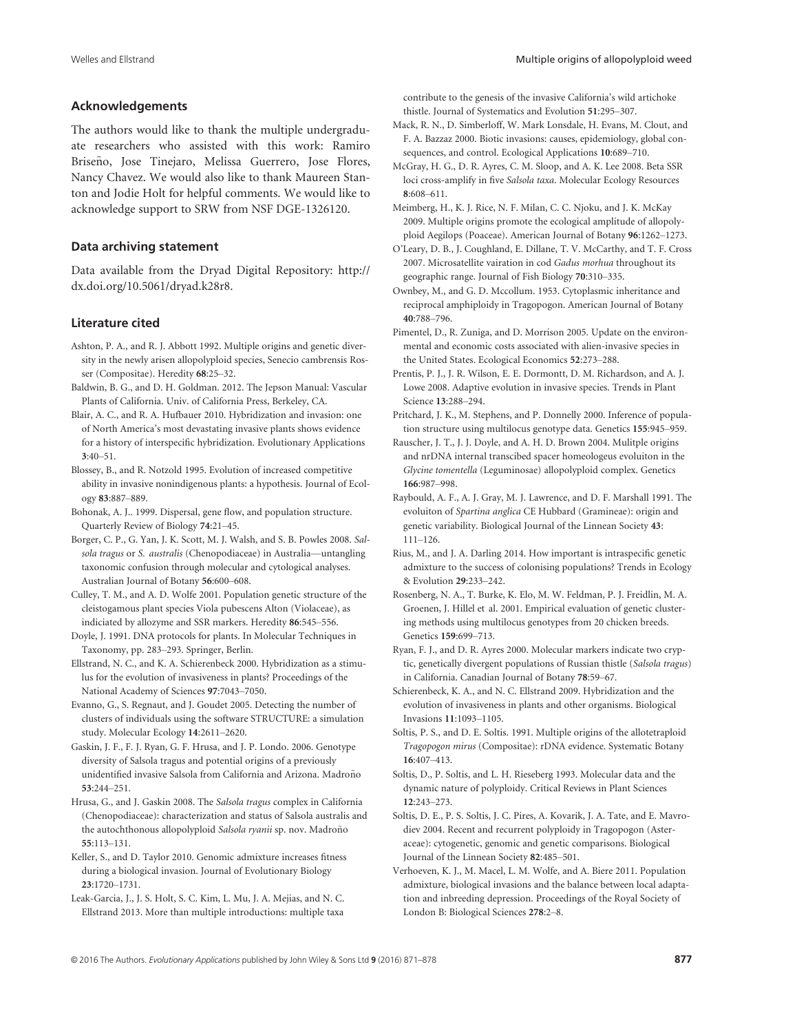## Acknowledgements

The authors would like to thank the multiple undergraduate researchers who assisted with this work: Ramiro Briseño, Jose Tinejaro, Melissa Guerrero, Jose Flores, Nancy Chavez. We would also like to thank Maureen Stanton and Jodie Holt for helpful comments. We would like to acknowledge support to SRW from NSF DGE-1326120.

## Data archiving statement

Data available from the Dryad Digital Repository: http://dx.doi.org/10.5061/dryad.k28r8.

## Literature cited

Ashton, P. A., and R. J. Abbott 1992. Multiple origins and genetic diversity in the newly arisen allopolyploid species, Senecio cambrensis Rosser (Compositae). Heredity **68**:25–32.

Baldwin, B. G., and D. H. Goldman. 2012. The Jepson Manual: Vascular Plants of California. Univ. of California Press, Berkeley, CA.

Blair, A. C., and R. A. Hufbauer 2010. Hybridization and invasion: one of North America's most devastating invasive plants shows evidence for a history of interspecific hybridization. Evolutionary Applications **3**:40–51.

Blossey, B., and R. Notzold 1995. Evolution of increased competitive ability in invasive nonindigenous plants: a hypothesis. Journal of Ecology **83**:887–889.

Bohonak, A. J.. 1999. Dispersal, gene flow, and population structure. Quarterly Review of Biology **74**:21–45.

Borger, C. P., G. Yan, J. K. Scott, M. J. Walsh, and S. B. Powles 2008. *Salsola tragus* or *S. australis* (Chenopodiaceae) in Australia—untangling taxonomic confusion through molecular and cytological analyses. Australian Journal of Botany **56**:600–608.

Culley, T. M., and A. D. Wolfe 2001. Population genetic structure of the cleistogamous plant species Viola pubescens Alton (Violaceae), as indicated by allozyme and SSR markers. Heredity **86**:545–556.

Doyle, J. 1991. DNA protocols for plants. In Molecular Techniques in Taxonomy, pp. 283–293. Springer, Berlin.

Ellstrand, N. C., and K. A. Schierenbeck 2000. Hybridization as a stimulus for the evolution of invasiveness in plants? Proceedings of the National Academy of Sciences **97**:7043–7050.

Evanno, G., S. Regnaut, and J. Goudet 2005. Detecting the number of clusters of individuals using the software STRUCTURE: a simulation study. Molecular Ecology **14**:2611–2620.

Gaskin, J. F., F. J. Ryan, G. F. Hrusa, and J. P. Londo. 2006. Genotype diversity of Salsola tragus and potential origins of a previously unidentified invasive Salsola from California and Arizona. Madroño **53**:244–251.

Hrusa, G., and J. Gaskin 2008. The *Salsola tragus* complex in California (Chenopodiaceae): characterization and status of Salsola australis and the autochthonous allopolyploid *Salsola ryanii* sp. nov. Madroño **55**:113–131.

Keller, S., and D. Taylor 2010. Genomic admixture increases fitness during a biological invasion. Journal of Evolutionary Biology **23**:1720–1731.

Leak-Garcia, J., J. S. Holt, S. C. Kim, L. Mu, J. A. Mejias, and N. C. Ellstrand 2013. More than multiple introductions: multiple taxa contribute to the genesis of the invasive California's wild artichoke thistle. Journal of Systematics and Evolution **51**:295–307.

Mack, R. N., D. Simberloff, W. Mark Lonsdale, H. Evans, M. Clout, and F. A. Bazzaz 2000. Biotic invasions: causes, epidemiology, global consequences, and control. Ecological Applications **10**:689–710.

McGray, H. G., D. R. Ayres, C. M. Sloop, and A. K. Lee 2008. Beta SSR loci cross-amplify in five *Salsola taxa*. Molecular Ecology Resources **8**:608–611.

Meimberg, H., K. J. Rice, N. F. Milan, C. C. Njoku, and J. K. McKay 2009. Multiple origins promote the ecological amplitude of allopolyploid Aegilops (Poaceae). American Journal of Botany **96**:1262–1273.

O'Leary, D. B., J. Coughland, E. Dillane, T. V. McCarthy, and T. F. Cross 2007. Microsatellite vairation in cod *Gadus morhua* throughout its geographic range. Journal of Fish Biology **70**:310–335.

Ownbey, M., and G. D. Mccollum. 1953. Cytoplasmic inheritance and reciprocal amphiploidy in Tragopogon. American Journal of Botany **40**:788–796.

Pimentel, D., R. Zuniga, and D. Morrison 2005. Update on the environmental and economic costs associated with alien-invasive species in the United States. Ecological Economics **52**:273–288.

Prentis, P. J., J. R. Wilson, E. E. Dormontt, D. M. Richardson, and A. J. Lowe 2008. Adaptive evolution in invasive species. Trends in Plant Science **13**:288–294.

Pritchard, J. K., M. Stephens, and P. Donnelly 2000. Inference of population structure using multilocus genotype data. Genetics **155**:945–959.

Rauscher, J. T., J. J. Doyle, and A. H. D. Brown 2004. Mulitple origins and nrDNA internal transcibed spacer homeologeus evoluiton in the *Glycine tomentella* (Leguminosae) allopolyploid complex. Genetics **166**:987–998.

Raybould, A. F., A. J. Gray, M. J. Lawrence, and D. F. Marshall 1991. The evoluiton of *Spartina anglica* CE Hubbard (Gramineae): origin and genetic variability. Biological Journal of the Linnean Society **43**: 111–126.

Rius, M., and J. A. Darling 2014. How important is intraspecific genetic admixture to the success of colonising populations? Trends in Ecology & Evolution **29**:233–242.

Rosenberg, N. A., T. Burke, K. Elo, M. W. Feldman, P. J. Freidlin, M. A. Groenen, J. Hillel et al. 2001. Empirical evaluation of genetic clustering methods using multilocus genotypes from 20 chicken breeds. Genetics **159**:699–713.

Ryan, F. J., and D. R. Ayres 2000. Molecular markers indicate two cryptic, genetically divergent populations of Russian thistle (*Salsola tragus*) in California. Canadian Journal of Botany **78**:59–67.

Schierenbeck, K. A., and N. C. Ellstrand 2009. Hybridization and the evolution of invasiveness in plants and other organisms. Biological Invasions **11**:1093–1105.

Soltis, P. S., and D. E. Soltis. 1991. Multiple origins of the allotetraploid *Tragopogon mirus* (Compositae): rDNA evidence. Systematic Botany **16**:407–413.

Soltis, D., P. Soltis, and L. H. Rieseberg 1993. Molecular data and the dynamic nature of polyploidy. Critical Reviews in Plant Sciences **12**:243–273.

Soltis, D. E., P. S. Soltis, J. C. Pires, A. Kovarik, J. A. Tate, and E. Mavrodiev 2004. Recent and recurrent polyploidy in Tragopogon (Asteraceae): cytogenetic, genomic and genetic comparisons. Biological Journal of the Linnean Society **82**:485–501.

Verhoeven, K. J., M. Macel, L. M. Wolfe, and A. Biere 2011. Population admixture, biological invasions and the balance between local adaptation and inbreeding depression. Proceedings of the Royal Society of London B: Biological Sciences **278**:2–8.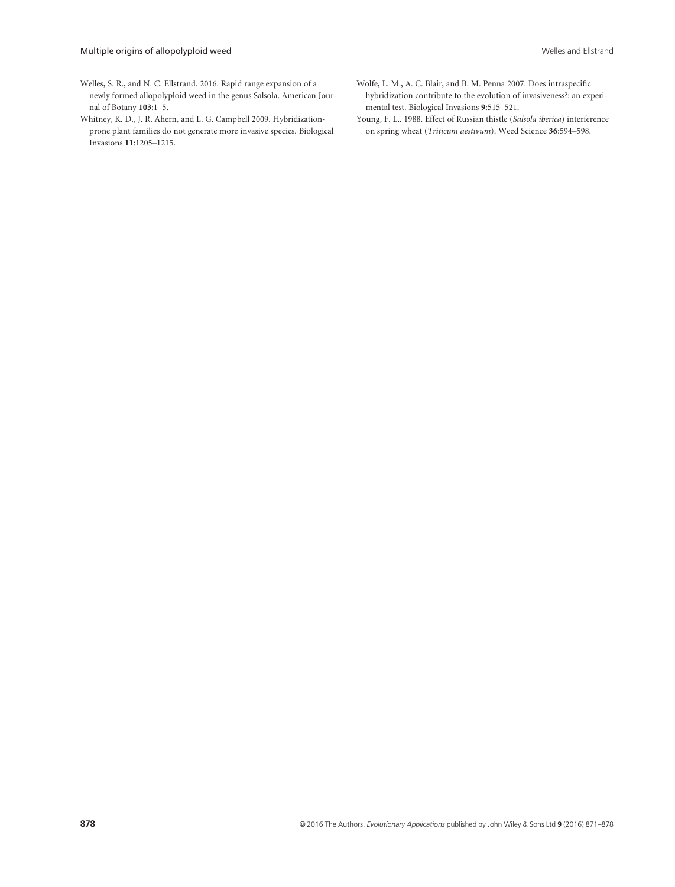Welles, S. R., and N. C. Ellstrand. 2016. Rapid range expansion of a newly formed allopolyploid weed in the genus Salsola. American Journal of Botany **103**:1–5.

Whitney, K. D., J. R. Ahern, and L. G. Campbell 2009. Hybridization-prone plant families do not generate more invasive species. Biological Invasions **11**:1205–1215.

Wolfe, L. M., A. C. Blair, and B. M. Penna 2007. Does intraspecific hybridization contribute to the evolution of invasiveness?: an experimental test. Biological Invasions **9**:515–521.

Young, F. L.. 1988. Effect of Russian thistle (*Salsola iberica*) interference on spring wheat (*Triticum aestivum*). Weed Science **36**:594–598.